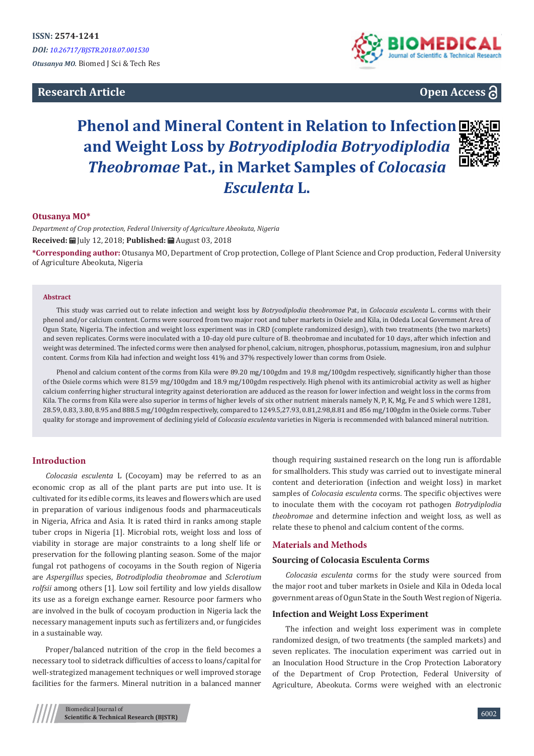ISSN: 2574-1241

*DOI: 10.26717/BJSTR.2018.07.001530*

*Otusanya MO.* Biomed J Sci & Tech Res

**Research Article**

**Open Access**

# Phenol and Mineral Content in Relation to Infection and Weight Loss by *Botryodiplodia Botryodiplodia Theobromae* Pat., in Market Samples of *Colocasia Esculenta* L.

**Otusanya MO\***

*Department of Crop protection, Federal University of Agriculture Abeokuta, Nigeria*

**Received:** July 12, 2018; **Published:** August 03, 2018

**\*Corresponding author:** Otusanya MO, Department of Crop protection, College of Plant Science and Crop production, Federal University of Agriculture Abeokuta, Nigeria

## Abstract

This study was carried out to relate infection and weight loss by *Botryodiplodia theobromae* Pat, in *Colocasia esculenta* L. corms with their phenol and/or calcium content. Corms were sourced from two major root and tuber markets in Osiele and Kila, in Odeda Local Government Area of Ogun State, Nigeria. The infection and weight loss experiment was in CRD (complete randomized design), with two treatments (the two markets) and seven replicates. Corms were inoculated with a 10-day old pure culture of B. theobromae and incubated for 10 days, after which infection and weight was determined. The infected corms were then analysed for phenol, calcium, nitrogen, phosphorus, potassium, magnesium, iron and sulphur content. Corms from Kila had infection and weight loss 41% and 37% respectively lower than corms from Osiele.

Phenol and calcium content of the corms from Kila were 89.20 mg/100gdm and 19.8 mg/100gdm respectively, significantly higher than those of the Osiele corms which were 81.59 mg/100gdm and 18.9 mg/100gdm respectively. High phenol with its antimicrobial activity as well as higher calcium conferring higher structural integrity against deterioration are adduced as the reason for lower infection and weight loss in the corms from Kila. The corms from Kila were also superior in terms of higher levels of six other nutrient minerals namely N, P, K, Mg, Fe and S which were 1281, 28.59, 0.83, 3.80, 8.95 and 888.5 mg/100gdm respectively, compared to 1249.5,27.93, 0.81,2.98,8.81 and 856 mg/100gdm in the Osiele corms. Tuber quality for storage and improvement of declining yield of *Colocasia esculenta* varieties in Nigeria is recommended with balanced mineral nutrition.

## Introduction

*Colocasia esculenta* L (Cocoyam) may be referred to as an economic crop as all of the plant parts are put into use. It is cultivated for its edible corms, its leaves and flowers which are used in preparation of various indigenous foods and pharmaceuticals in Nigeria, Africa and Asia. It is rated third in ranks among staple tuber crops in Nigeria [1]. Microbial rots, weight loss and loss of viability in storage are major constraints to a long shelf life or preservation for the following planting season. Some of the major fungal rot pathogens of cocoyams in the South region of Nigeria are *Aspergillus* species, *Botrodiplodia theobromae* and *Sclerotium rolfsii* among others [1]. Low soil fertility and low yields disallow its use as a foreign exchange earner. Resource poor farmers who are involved in the bulk of cocoyam production in Nigeria lack the necessary management inputs such as fertilizers and, or fungicides in a sustainable way.

Proper/balanced nutrition of the crop in the field becomes a necessary tool to sidetrack difficulties of access to loans/capital for well-strategized management techniques or well improved storage facilities for the farmers. Mineral nutrition in a balanced manner though requiring sustained research on the long run is affordable for smallholders. This study was carried out to investigate mineral content and deterioration (infection and weight loss) in market samples of *Colocasia esculenta* corms. The specific objectives were to inoculate them with the cocoyam rot pathogen *Botrydiplodia theobromae* and determine infection and weight loss, as well as relate these to phenol and calcium content of the corms.

## Materials and Methods

### Sourcing of Colocasia Esculenta Corms

*Colocasia esculenta* corms for the study were sourced from the major root and tuber markets in Osiele and Kila in Odeda local government areas of Ogun State in the South West region of Nigeria.

### Infection and Weight Loss Experiment

The infection and weight loss experiment was in complete randomized design, of two treatments (the sampled markets) and seven replicates. The inoculation experiment was carried out in an Inoculation Hood Structure in the Crop Protection Laboratory of the Department of Crop Protection, Federal University of Agriculture, Abeokuta. Corms were weighed with an electronic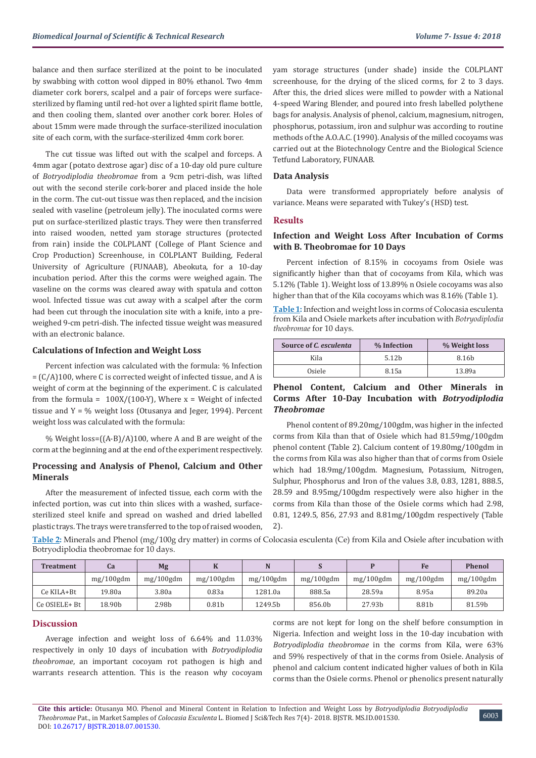balance and then surface sterilized at the point to be inoculated by swabbing with cotton wool dipped in 80% ethanol. Two 4mm diameter cork borers, scalpel and a pair of forceps were surface-sterilized by flaming until red-hot over a lighted spirit flame bottle, and then cooling them, slanted over another cork borer. Holes of about 15mm were made through the surface-sterilized inoculation site of each corm, with the surface-sterilized 4mm cork borer.

The cut tissue was lifted out with the scalpel and forceps. A 4mm agar (potato dextrose agar) disc of a 10-day old pure culture of *Botryodiplodia theobromae* from a 9cm petri-dish, was lifted out with the second sterile cork-borer and placed inside the hole in the corm. The cut-out tissue was then replaced, and the incision sealed with vaseline (petroleum jelly). The inoculated corms were put on surface-sterilized plastic trays. They were then transferred into raised wooden, netted yam storage structures (protected from rain) inside the COLPLANT (College of Plant Science and Crop Production) Screenhouse, in COLPLANT Building, Federal University of Agriculture (FUNAAB), Abeokuta, for a 10-day incubation period. After this the corms were weighed again. The vaseline on the corms was cleared away with spatula and cotton wool. Infected tissue was cut away with a scalpel after the corm had been cut through the inoculation site with a knife, into a pre-weighed 9-cm petri-dish. The infected tissue weight was measured with an electronic balance.

### Calculations of Infection and Weight Loss

Percent infection was calculated with the formula: % Infection = (C/A)100, where C is corrected weight of infected tissue, and A is weight of corm at the beginning of the experiment. C is calculated from the formula = 100X/(100-Y), Where x = Weight of infected tissue and Y = % weight loss (Otusanya and Jeger, 1994). Percent weight loss was calculated with the formula:

% Weight loss=((A-B)/A)100, where A and B are weight of the corm at the beginning and at the end of the experiment respectively.

### Processing and Analysis of Phenol, Calcium and Other Minerals

After the measurement of infected tissue, each corm with the infected portion, was cut into thin slices with a washed, surface-sterilized steel knife and spread on washed and dried labelled plastic trays. The trays were transferred to the top of raised wooden, yam storage structures (under shade) inside the COLPLANT screenhouse, for the drying of the sliced corms, for 2 to 3 days. After this, the dried slices were milled to powder with a National 4-speed Waring Blender, and poured into fresh labelled polythene bags for analysis. Analysis of phenol, calcium, magnesium, nitrogen, phosphorus, potassium, iron and sulphur was according to routine methods of the A.O.A.C. (1990). Analysis of the milled cocoyams was carried out at the Biotechnology Centre and the Biological Science Tetfund Laboratory, FUNAAB.

### Data Analysis

Data were transformed appropriately before analysis of variance. Means were separated with Tukey's (HSD) test.

## Results

### Infection and Weight Loss After Incubation of Corms with B. Theobromae for 10 Days

Percent infection of 8.15% in cocoyams from Osiele was significantly higher than that of cocoyams from Kila, which was 5.12% (Table 1). Weight loss of 13.89% n Osiele cocoyams was also higher than that of the Kila cocoyams which was 8.16% (Table 1).

**Table 1:** Infection and weight loss in corms of Colocasia esculenta from Kila and Osiele markets after incubation with *Botryodiplodia theobromae* for 10 days.

| Source of *C. esculenta* | % Infection | % Weight loss |
|---|---|---|
| Kila | 5.12b | 8.16b |
| Osiele | 8.15a | 13.89a |

### Phenol Content, Calcium and Other Minerals in Corms After 10-Day Incubation with *Botryodiplodia Theobromae*

Phenol content of 89.20mg/100gdm, was higher in the infected corms from Kila than that of Osiele which had 81.59mg/100gdm phenol content (Table 2). Calcium content of 19.80mg/100gdm in the corms from Kila was also higher than that of corms from Osiele which had 18.9mg/100gdm. Magnesium, Potassium, Nitrogen, Sulphur, Phosphorus and Iron of the values 3.8, 0.83, 1281, 888.5, 28.59 and 8.95mg/100gdm respectively were also higher in the corms from Kila than those of the Osiele corms which had 2.98, 0.81, 1249.5, 856, 27.93 and 8.81mg/100gdm respectively (Table 2).

**Table 2:** Minerals and Phenol (mg/100g dry matter) in corms of Colocasia esculenta (Ce) from Kila and Osiele after incubation with Botryodiplodia theobromae for 10 days.

| Treatment | Ca | Mg | K | N | S | P | Fe | Phenol |
|---|---|---|---|---|---|---|---|---|
| | mg/100gdm | mg/100gdm | mg/100gdm | mg/100gdm | mg/100gdm | mg/100gdm | mg/100gdm | mg/100gdm |
| Ce KILA+Bt | 19.80a | 3.80a | 0.83a | 1281.0a | 888.5a | 28.59a | 8.95a | 89.20a |
| Ce OSIELE+ Bt | 18.90b | 2.98b | 0.81b | 1249.5b | 856.0b | 27.93b | 8.81b | 81.59b |

## Discussion

Average infection and weight loss of 6.64% and 11.03% respectively in only 10 days of incubation with *Botryodiplodia theobromae*, an important cocoyam rot pathogen is high and warrants research attention. This is the reason why cocoyam corms are not kept for long on the shelf before consumption in Nigeria. Infection and weight loss in the 10-day incubation with *Botryodiplodia theobromae* in the corms from Kila, were 63% and 59% respectively of that in the corms from Osiele. Analysis of phenol and calcium content indicated higher values of both in Kila corms than the Osiele corms. Phenol or phenolics present naturally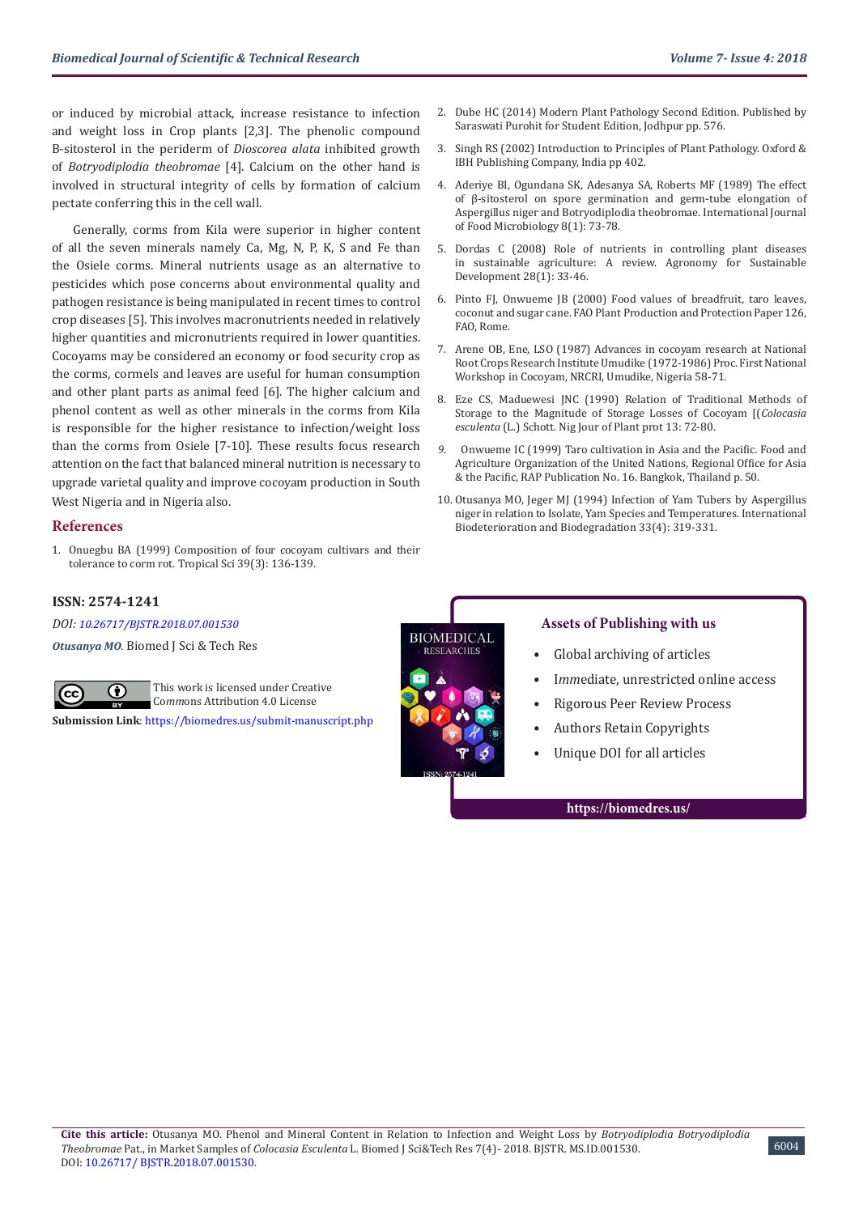or induced by microbial attack, increase resistance to infection and weight loss in Crop plants [2,3]. The phenolic compound B-sitosterol in the periderm of *Dioscorea alata* inhibited growth of *Botryodiplodia theobromae* [4]. Calcium on the other hand is involved in structural integrity of cells by formation of calcium pectate conferring this in the cell wall.

Generally, corms from Kila were superior in higher content of all the seven minerals namely Ca, Mg, N, P, K, S and Fe than the Osiele corms. Mineral nutrients usage as an alternative to pesticides which pose concerns about environmental quality and pathogen resistance is being manipulated in recent times to control crop diseases [5]. This involves macronutrients needed in relatively higher quantities and micronutrients required in lower quantities. Cocoyams may be considered an economy or food security crop as the corms, cormels and leaves are useful for human consumption and other plant parts as animal feed [6]. The higher calcium and phenol content as well as other minerals in the corms from Kila is responsible for the higher resistance to infection/weight loss than the corms from Osiele [7-10]. These results focus research attention on the fact that balanced mineral nutrition is necessary to upgrade varietal quality and improve cocoyam production in South West Nigeria and in Nigeria also.

## References

1. Onuegbu BA (1999) Composition of four cocoyam cultivars and their tolerance to corm rot. Tropical Sci 39(3): 136-139.
2. Dube HC (2014) Modern Plant Pathology Second Edition. Published by Saraswati Purohit for Student Edition, Jodhpur pp. 576.
3. Singh RS (2002) Introduction to Principles of Plant Pathology. Oxford & IBH Publishing Company, India pp 402.
4. Aderiye BI, Ogundana SK, Adesanya SA, Roberts MF (1989) The effect of β-sitosterol on spore germination and germ-tube elongation of Aspergillus niger and Botryodiplodia theobromae. International Journal of Food Microbiology 8(1): 73-78.
5. Dordas C (2008) Role of nutrients in controlling plant diseases in sustainable agriculture: A review. Agronomy for Sustainable Development 28(1): 33-46.
6. Pinto FJ, Onwueme JB (2000) Food values of breadfruit, taro leaves, coconut and sugar cane. FAO Plant Production and Protection Paper 126, FAO, Rome.
7. Arene OB, Ene, LSO (1987) Advances in cocoyam research at National Root Crops Research Institute Umudike (1972-1986) Proc. First National Workshop in Cocoyam, NRCRI, Umudike, Nigeria 58-71.
8. Eze CS, Maduewesi JNC (1990) Relation of Traditional Methods of Storage to the Magnitude of Storage Losses of Cocoyam [(*Colocasia esculenta* (L.) Schott. Nig Jour of Plant prot 13: 72-80.
9. Onwueme IC (1999) Taro cultivation in Asia and the Pacific. Food and Agriculture Organization of the United Nations, Regional Office for Asia & the Pacific, RAP Publication No. 16. Bangkok, Thailand p. 50.
10. Otusanya MO, Jeger MJ (1994) Infection of Yam Tubers by Aspergillus niger in relation to Isolate, Yam Species and Temperatures. International Biodeterioration and Biodegradation 33(4): 319-331.

**ISSN: 2574-1241**

*DOI: 10.26717/BJSTR.2018.07.001530*

***Otusanya MO.*** Biomed J Sci & Tech Res

This work is licensed under Creative Commons Attribution 4.0 License

**Submission Link**: https://biomedres.us/submit-manuscript.php

**Assets of Publishing with us**

- Global archiving of articles
- Immediate, unrestricted online access
- Rigorous Peer Review Process
- Authors Retain Copyrights
- Unique DOI for all articles

**https://biomedres.us/**

**Cite this article:** Otusanya MO. Phenol and Mineral Content in Relation to Infection and Weight Loss by *Botryodiplodia Botryodiplodia Theobromae* Pat., in Market Samples of *Colocasia Esculenta* L. Biomed J Sci&Tech Res 7(4)- 2018. BJSTR. MS.ID.001530. DOI: 10.26717/ BJSTR.2018.07.001530.